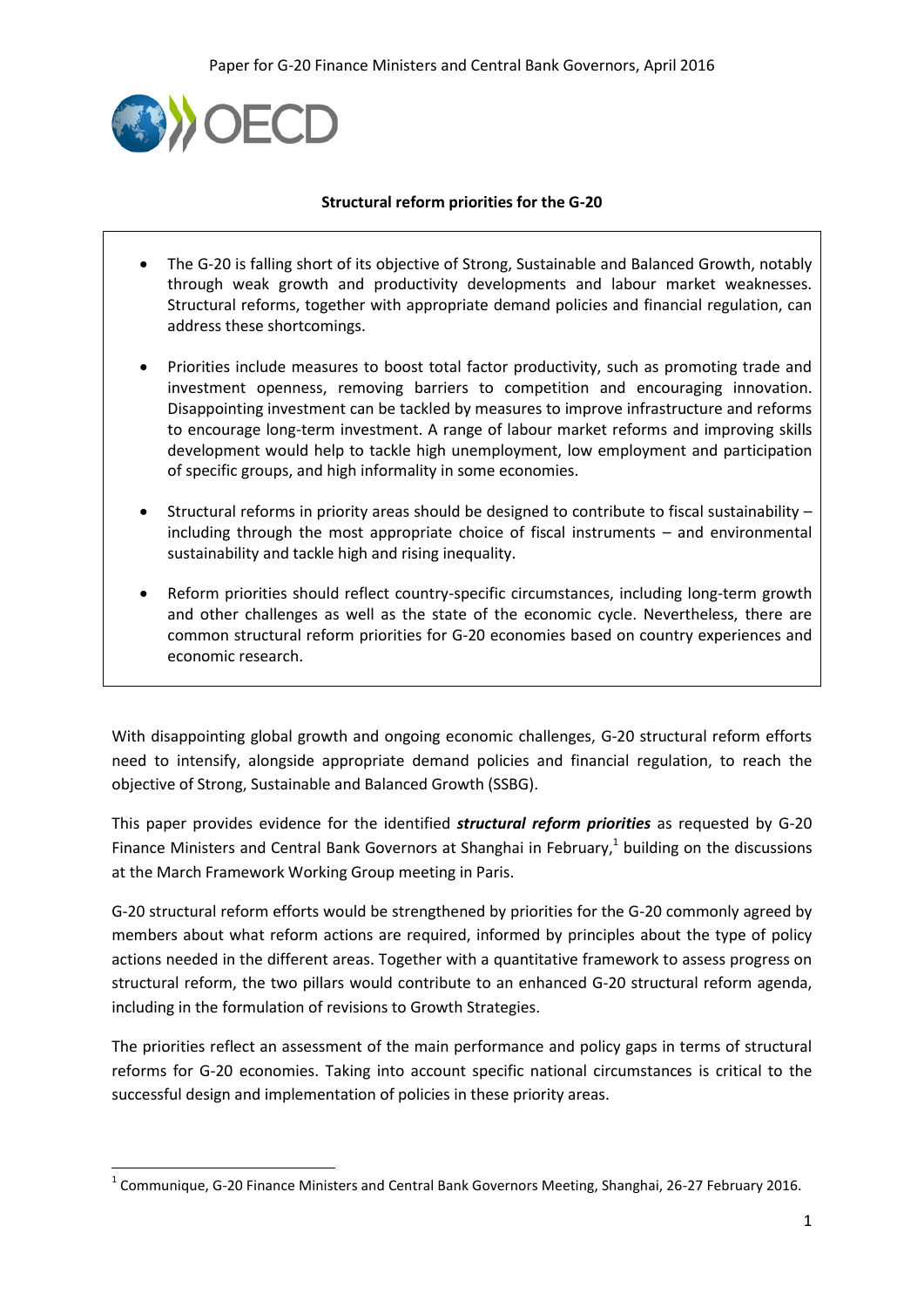Paper for G-20 Finance Ministers and Central Bank Governors, April 2016

**Structural reform priorities for the G-20**

- The G-20 is falling short of its objective of Strong, Sustainable and Balanced Growth, notably through weak growth and productivity developments and labour market weaknesses. Structural reforms, together with appropriate demand policies and financial regulation, can address these shortcomings.
- Priorities include measures to boost total factor productivity, such as promoting trade and investment openness, removing barriers to competition and encouraging innovation. Disappointing investment can be tackled by measures to improve infrastructure and reforms to encourage long-term investment. A range of labour market reforms and improving skills development would help to tackle high unemployment, low employment and participation of specific groups, and high informality in some economies.
- Structural reforms in priority areas should be designed to contribute to fiscal sustainability – including through the most appropriate choice of fiscal instruments – and environmental sustainability and tackle high and rising inequality.
- Reform priorities should reflect country-specific circumstances, including long-term growth and other challenges as well as the state of the economic cycle. Nevertheless, there are common structural reform priorities for G-20 economies based on country experiences and economic research.

With disappointing global growth and ongoing economic challenges, G-20 structural reform efforts need to intensify, alongside appropriate demand policies and financial regulation, to reach the objective of Strong, Sustainable and Balanced Growth (SSBG).

This paper provides evidence for the identified ***structural reform priorities*** as requested by G-20 Finance Ministers and Central Bank Governors at Shanghai in February,[1] building on the discussions at the March Framework Working Group meeting in Paris.

G-20 structural reform efforts would be strengthened by priorities for the G-20 commonly agreed by members about what reform actions are required, informed by principles about the type of policy actions needed in the different areas. Together with a quantitative framework to assess progress on structural reform, the two pillars would contribute to an enhanced G-20 structural reform agenda, including in the formulation of revisions to Growth Strategies.

The priorities reflect an assessment of the main performance and policy gaps in terms of structural reforms for G-20 economies. Taking into account specific national circumstances is critical to the successful design and implementation of policies in these priority areas.

[1] Communique, G-20 Finance Ministers and Central Bank Governors Meeting, Shanghai, 26-27 February 2016.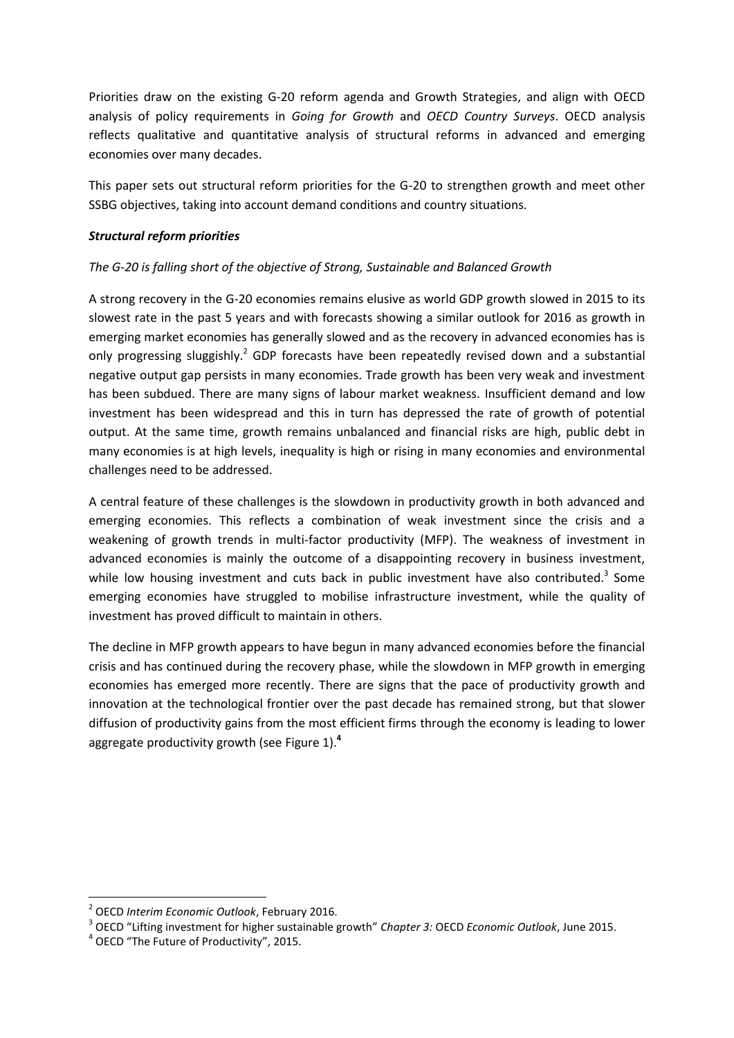Priorities draw on the existing G-20 reform agenda and Growth Strategies, and align with OECD analysis of policy requirements in *Going for Growth* and *OECD Country Surveys*. OECD analysis reflects qualitative and quantitative analysis of structural reforms in advanced and emerging economies over many decades.

This paper sets out structural reform priorities for the G-20 to strengthen growth and meet other SSBG objectives, taking into account demand conditions and country situations.

***Structural reform priorities***

*The G-20 is falling short of the objective of Strong, Sustainable and Balanced Growth*

A strong recovery in the G-20 economies remains elusive as world GDP growth slowed in 2015 to its slowest rate in the past 5 years and with forecasts showing a similar outlook for 2016 as growth in emerging market economies has generally slowed and as the recovery in advanced economies has is only progressing sluggishly.[2] GDP forecasts have been repeatedly revised down and a substantial negative output gap persists in many economies. Trade growth has been very weak and investment has been subdued. There are many signs of labour market weakness. Insufficient demand and low investment has been widespread and this in turn has depressed the rate of growth of potential output. At the same time, growth remains unbalanced and financial risks are high, public debt in many economies is at high levels, inequality is high or rising in many economies and environmental challenges need to be addressed.

A central feature of these challenges is the slowdown in productivity growth in both advanced and emerging economies. This reflects a combination of weak investment since the crisis and a weakening of growth trends in multi-factor productivity (MFP). The weakness of investment in advanced economies is mainly the outcome of a disappointing recovery in business investment, while low housing investment and cuts back in public investment have also contributed.[3] Some emerging economies have struggled to mobilise infrastructure investment, while the quality of investment has proved difficult to maintain in others.

The decline in MFP growth appears to have begun in many advanced economies before the financial crisis and has continued during the recovery phase, while the slowdown in MFP growth in emerging economies has emerged more recently. There are signs that the pace of productivity growth and innovation at the technological frontier over the past decade has remained strong, but that slower diffusion of productivity gains from the most efficient firms through the economy is leading to lower aggregate productivity growth (see Figure 1).[4]

---

[2] OECD *Interim Economic Outlook*, February 2016.

[3] OECD "Lifting investment for higher sustainable growth" *Chapter 3:* OECD *Economic Outlook*, June 2015.

[4] OECD "The Future of Productivity", 2015.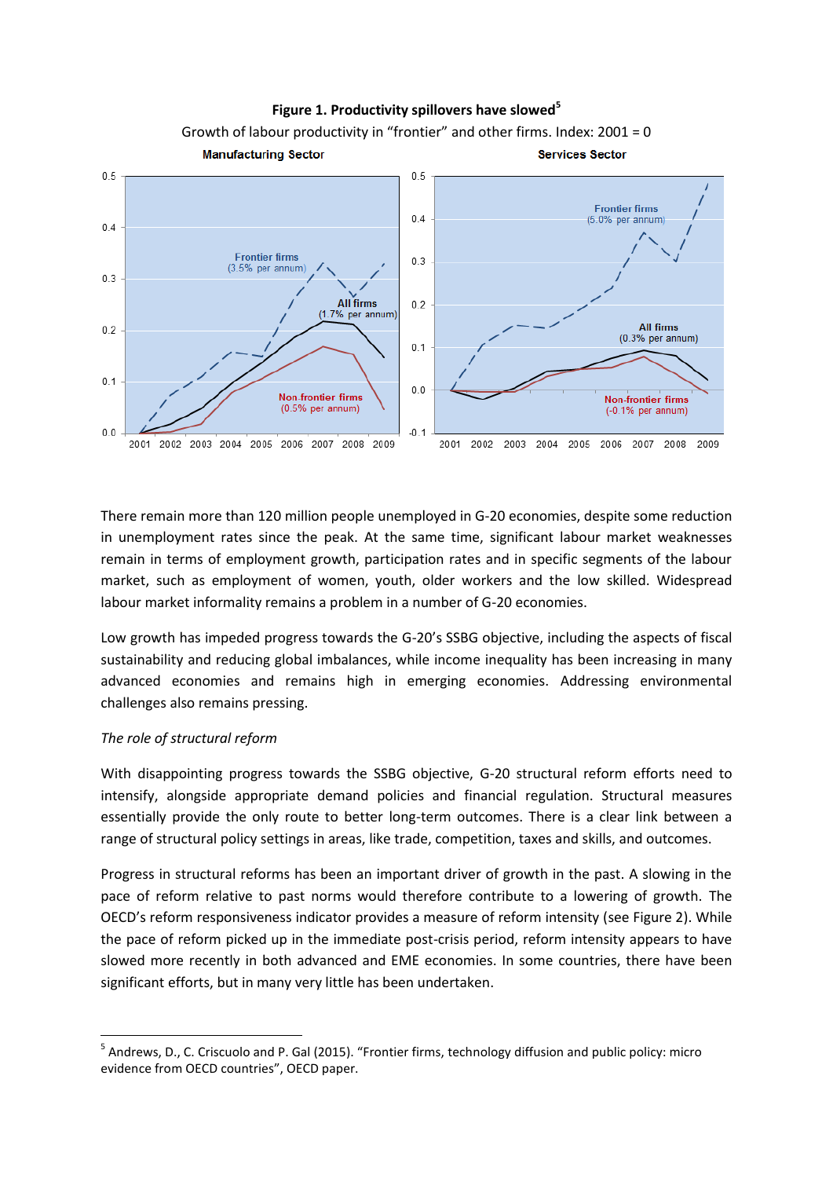**Figure 1. Productivity spillovers have slowed**[5]

Growth of labour productivity in "frontier" and other firms. Index: 2001 = 0

There remain more than 120 million people unemployed in G-20 economies, despite some reduction in unemployment rates since the peak. At the same time, significant labour market weaknesses remain in terms of employment growth, participation rates and in specific segments of the labour market, such as employment of women, youth, older workers and the low skilled. Widespread labour market informality remains a problem in a number of G-20 economies.

Low growth has impeded progress towards the G-20's SSBG objective, including the aspects of fiscal sustainability and reducing global imbalances, while income inequality has been increasing in many advanced economies and remains high in emerging economies. Addressing environmental challenges also remains pressing.

*The role of structural reform*

With disappointing progress towards the SSBG objective, G-20 structural reform efforts need to intensify, alongside appropriate demand policies and financial regulation. Structural measures essentially provide the only route to better long-term outcomes. There is a clear link between a range of structural policy settings in areas, like trade, competition, taxes and skills, and outcomes.

Progress in structural reforms has been an important driver of growth in the past. A slowing in the pace of reform relative to past norms would therefore contribute to a lowering of growth. The OECD's reform responsiveness indicator provides a measure of reform intensity (see Figure 2). While the pace of reform picked up in the immediate post-crisis period, reform intensity appears to have slowed more recently in both advanced and EME economies. In some countries, there have been significant efforts, but in many very little has been undertaken.

[5] Andrews, D., C. Criscuolo and P. Gal (2015). "Frontier firms, technology diffusion and public policy: micro evidence from OECD countries", OECD paper.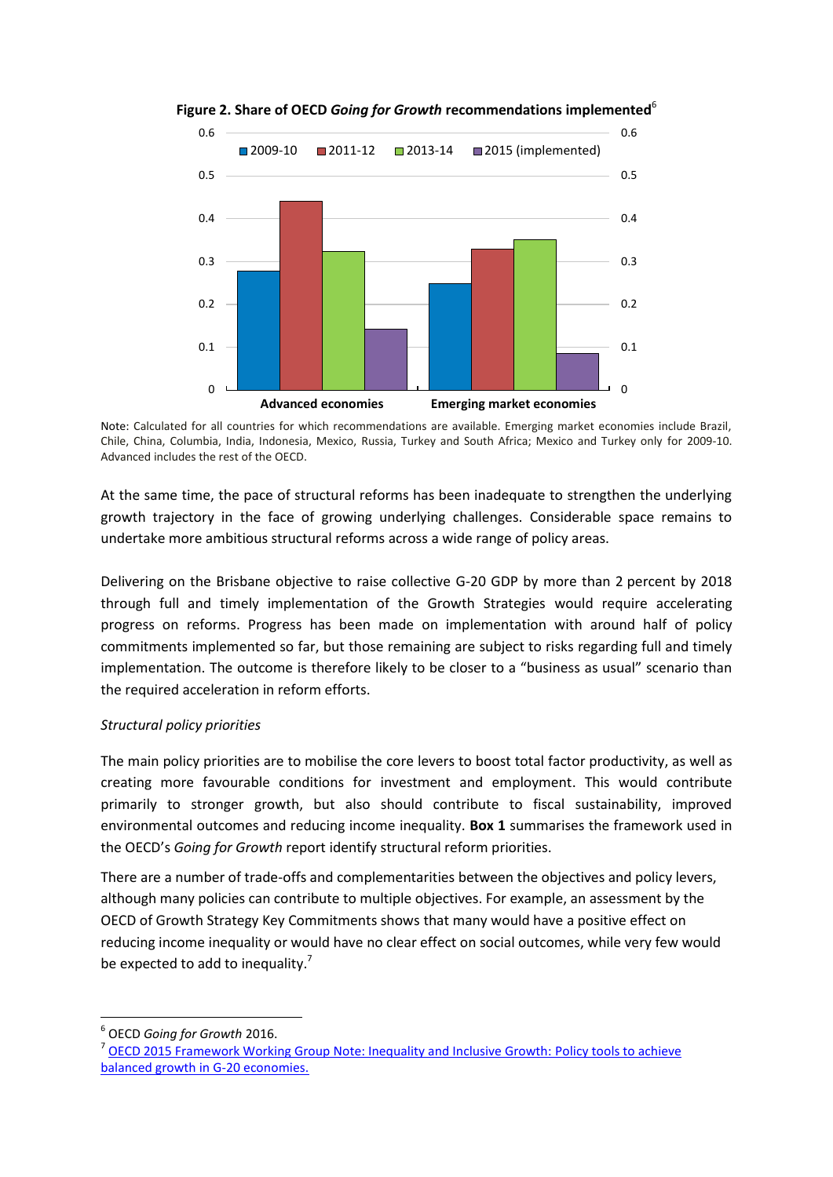**Figure 2. Share of OECD *Going for Growth* recommendations implemented**[6]

Note: Calculated for all countries for which recommendations are available. Emerging market economies include Brazil, Chile, China, Columbia, India, Indonesia, Mexico, Russia, Turkey and South Africa; Mexico and Turkey only for 2009-10. Advanced includes the rest of the OECD.

At the same time, the pace of structural reforms has been inadequate to strengthen the underlying growth trajectory in the face of growing underlying challenges. Considerable space remains to undertake more ambitious structural reforms across a wide range of policy areas.

Delivering on the Brisbane objective to raise collective G-20 GDP by more than 2 percent by 2018 through full and timely implementation of the Growth Strategies would require accelerating progress on reforms. Progress has been made on implementation with around half of policy commitments implemented so far, but those remaining are subject to risks regarding full and timely implementation. The outcome is therefore likely to be closer to a "business as usual" scenario than the required acceleration in reform efforts.

*Structural policy priorities*

The main policy priorities are to mobilise the core levers to boost total factor productivity, as well as creating more favourable conditions for investment and employment. This would contribute primarily to stronger growth, but also should contribute to fiscal sustainability, improved environmental outcomes and reducing income inequality. **Box 1** summarises the framework used in the OECD's *Going for Growth* report identify structural reform priorities.

There are a number of trade-offs and complementarities between the objectives and policy levers, although many policies can contribute to multiple objectives. For example, an assessment by the OECD of Growth Strategy Key Commitments shows that many would have a positive effect on reducing income inequality or would have no clear effect on social outcomes, while very few would be expected to add to inequality.[7]

---

[6] OECD *Going for Growth* 2016.

[7] OECD 2015 Framework Working Group Note: Inequality and Inclusive Growth: Policy tools to achieve balanced growth in G-20 economies.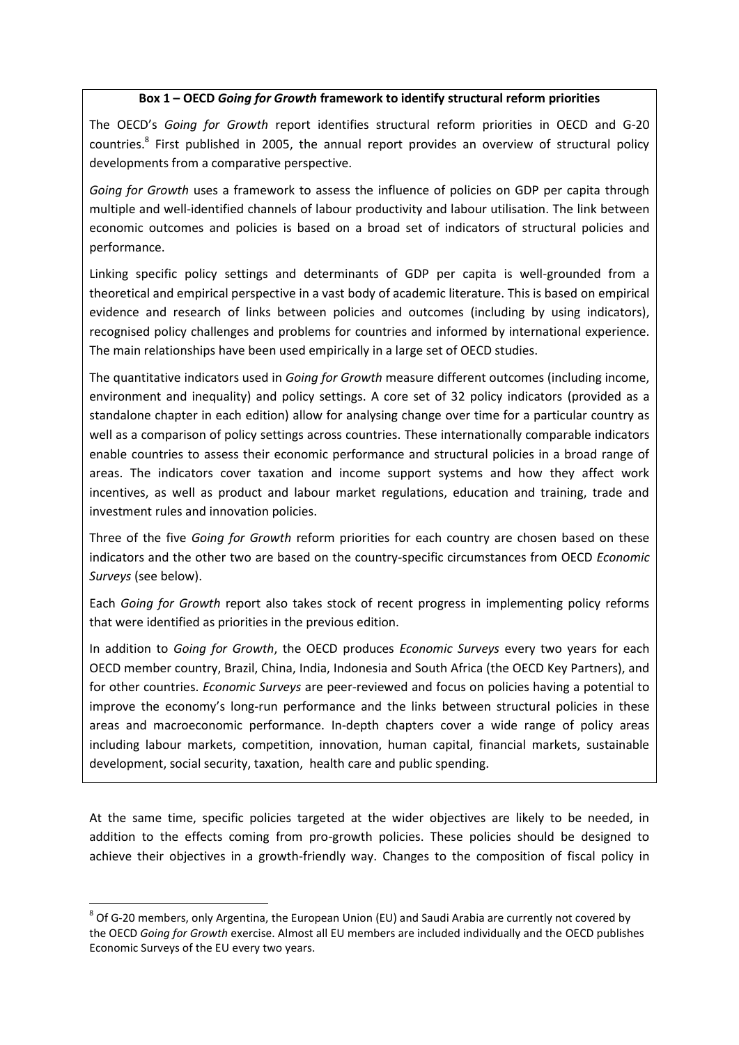**Box 1 – OECD *Going for Growth* framework to identify structural reform priorities**

The OECD's *Going for Growth* report identifies structural reform priorities in OECD and G-20 countries.[8] First published in 2005, the annual report provides an overview of structural policy developments from a comparative perspective.

*Going for Growth* uses a framework to assess the influence of policies on GDP per capita through multiple and well-identified channels of labour productivity and labour utilisation. The link between economic outcomes and policies is based on a broad set of indicators of structural policies and performance.

Linking specific policy settings and determinants of GDP per capita is well-grounded from a theoretical and empirical perspective in a vast body of academic literature. This is based on empirical evidence and research of links between policies and outcomes (including by using indicators), recognised policy challenges and problems for countries and informed by international experience. The main relationships have been used empirically in a large set of OECD studies.

The quantitative indicators used in *Going for Growth* measure different outcomes (including income, environment and inequality) and policy settings. A core set of 32 policy indicators (provided as a standalone chapter in each edition) allow for analysing change over time for a particular country as well as a comparison of policy settings across countries. These internationally comparable indicators enable countries to assess their economic performance and structural policies in a broad range of areas. The indicators cover taxation and income support systems and how they affect work incentives, as well as product and labour market regulations, education and training, trade and investment rules and innovation policies.

Three of the five *Going for Growth* reform priorities for each country are chosen based on these indicators and the other two are based on the country-specific circumstances from OECD *Economic Surveys* (see below).

Each *Going for Growth* report also takes stock of recent progress in implementing policy reforms that were identified as priorities in the previous edition.

In addition to *Going for Growth*, the OECD produces *Economic Surveys* every two years for each OECD member country, Brazil, China, India, Indonesia and South Africa (the OECD Key Partners), and for other countries. *Economic Surveys* are peer-reviewed and focus on policies having a potential to improve the economy's long-run performance and the links between structural policies in these areas and macroeconomic performance. In-depth chapters cover a wide range of policy areas including labour markets, competition, innovation, human capital, financial markets, sustainable development, social security, taxation, health care and public spending.

At the same time, specific policies targeted at the wider objectives are likely to be needed, in addition to the effects coming from pro-growth policies. These policies should be designed to achieve their objectives in a growth-friendly way. Changes to the composition of fiscal policy in

[8] Of G-20 members, only Argentina, the European Union (EU) and Saudi Arabia are currently not covered by the OECD *Going for Growth* exercise. Almost all EU members are included individually and the OECD publishes Economic Surveys of the EU every two years.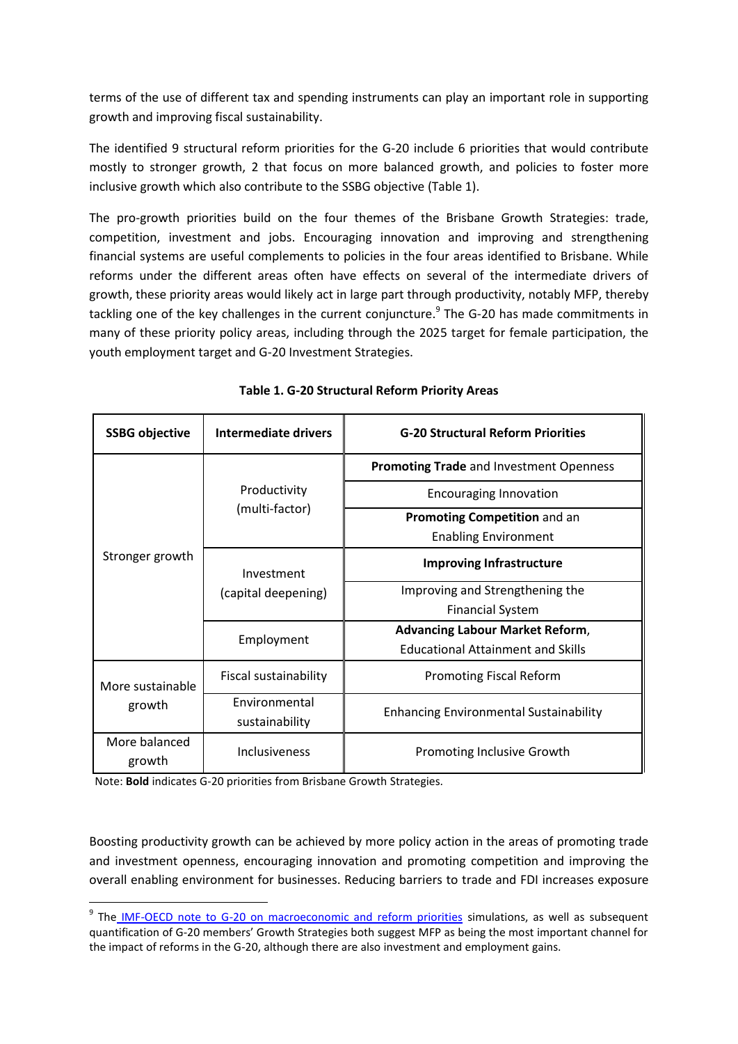terms of the use of different tax and spending instruments can play an important role in supporting growth and improving fiscal sustainability.

The identified 9 structural reform priorities for the G-20 include 6 priorities that would contribute mostly to stronger growth, 2 that focus on more balanced growth, and policies to foster more inclusive growth which also contribute to the SSBG objective (Table 1).

The pro-growth priorities build on the four themes of the Brisbane Growth Strategies: trade, competition, investment and jobs. Encouraging innovation and improving and strengthening financial systems are useful complements to policies in the four areas identified to Brisbane. While reforms under the different areas often have effects on several of the intermediate drivers of growth, these priority areas would likely act in large part through productivity, notably MFP, thereby tackling one of the key challenges in the current conjuncture.[9] The G-20 has made commitments in many of these priority policy areas, including through the 2025 target for female participation, the youth employment target and G-20 Investment Strategies.

**Table 1. G-20 Structural Reform Priority Areas**

| SSBG objective | Intermediate drivers | G-20 Structural Reform Priorities |
|---|---|---|
| Stronger growth | Productivity (multi-factor) | **Promoting Trade** and Investment Openness |
| | | Encouraging Innovation |
| | | **Promoting Competition** and an Enabling Environment |
| | Investment (capital deepening) | **Improving Infrastructure** |
| | | Improving and Strengthening the Financial System |
| | Employment | **Advancing Labour Market Reform**, Educational Attainment and Skills |
| More sustainable growth | Fiscal sustainability | Promoting Fiscal Reform |
| | Environmental sustainability | Enhancing Environmental Sustainability |
| More balanced growth | Inclusiveness | Promoting Inclusive Growth |

Note: **Bold** indicates G-20 priorities from Brisbane Growth Strategies.

Boosting productivity growth can be achieved by more policy action in the areas of promoting trade and investment openness, encouraging innovation and promoting competition and improving the overall enabling environment for businesses. Reducing barriers to trade and FDI increases exposure

[9] The IMF-OECD note to G-20 on macroeconomic and reform priorities simulations, as well as subsequent quantification of G-20 members' Growth Strategies both suggest MFP as being the most important channel for the impact of reforms in the G-20, although there are also investment and employment gains.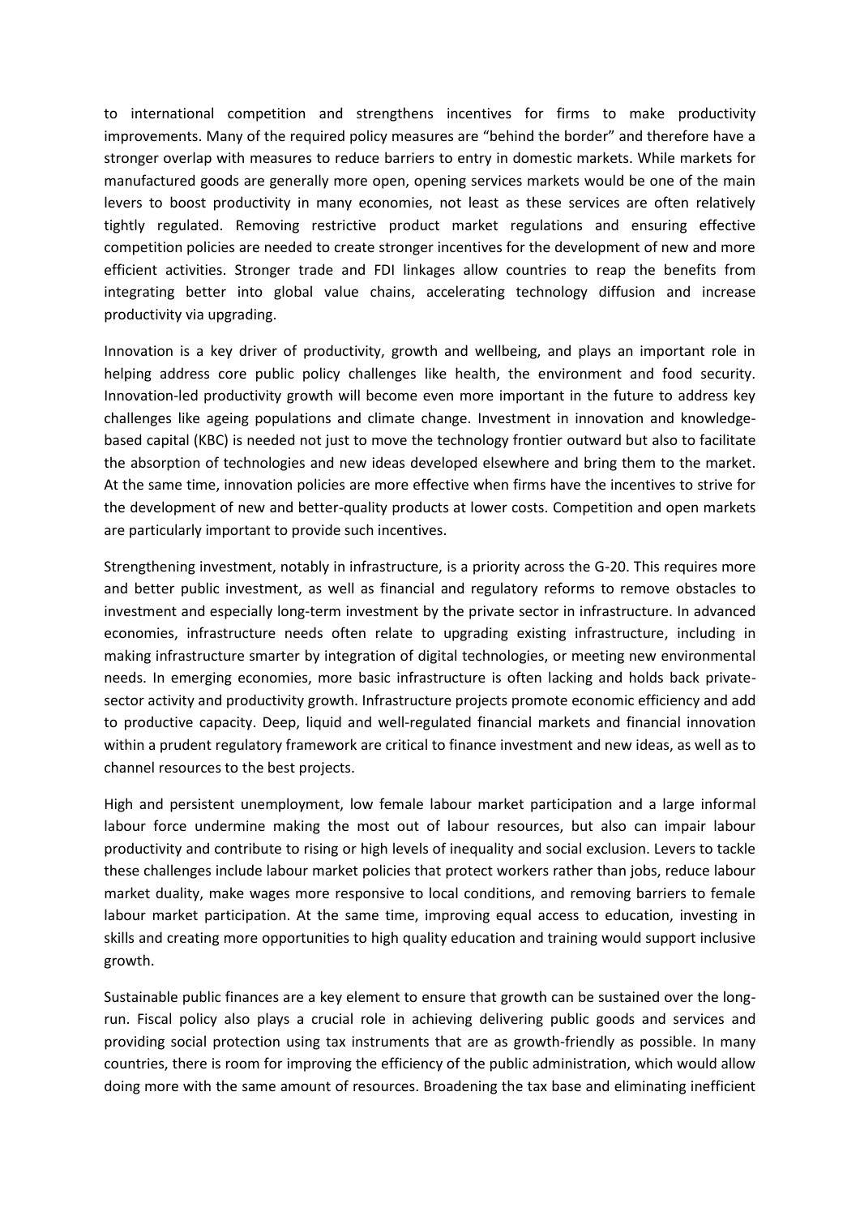to international competition and strengthens incentives for firms to make productivity improvements. Many of the required policy measures are "behind the border" and therefore have a stronger overlap with measures to reduce barriers to entry in domestic markets. While markets for manufactured goods are generally more open, opening services markets would be one of the main levers to boost productivity in many economies, not least as these services are often relatively tightly regulated. Removing restrictive product market regulations and ensuring effective competition policies are needed to create stronger incentives for the development of new and more efficient activities. Stronger trade and FDI linkages allow countries to reap the benefits from integrating better into global value chains, accelerating technology diffusion and increase productivity via upgrading.

Innovation is a key driver of productivity, growth and wellbeing, and plays an important role in helping address core public policy challenges like health, the environment and food security. Innovation-led productivity growth will become even more important in the future to address key challenges like ageing populations and climate change. Investment in innovation and knowledge-based capital (KBC) is needed not just to move the technology frontier outward but also to facilitate the absorption of technologies and new ideas developed elsewhere and bring them to the market. At the same time, innovation policies are more effective when firms have the incentives to strive for the development of new and better-quality products at lower costs. Competition and open markets are particularly important to provide such incentives.

Strengthening investment, notably in infrastructure, is a priority across the G-20. This requires more and better public investment, as well as financial and regulatory reforms to remove obstacles to investment and especially long-term investment by the private sector in infrastructure. In advanced economies, infrastructure needs often relate to upgrading existing infrastructure, including in making infrastructure smarter by integration of digital technologies, or meeting new environmental needs. In emerging economies, more basic infrastructure is often lacking and holds back private-sector activity and productivity growth. Infrastructure projects promote economic efficiency and add to productive capacity. Deep, liquid and well-regulated financial markets and financial innovation within a prudent regulatory framework are critical to finance investment and new ideas, as well as to channel resources to the best projects.

High and persistent unemployment, low female labour market participation and a large informal labour force undermine making the most out of labour resources, but also can impair labour productivity and contribute to rising or high levels of inequality and social exclusion. Levers to tackle these challenges include labour market policies that protect workers rather than jobs, reduce labour market duality, make wages more responsive to local conditions, and removing barriers to female labour market participation. At the same time, improving equal access to education, investing in skills and creating more opportunities to high quality education and training would support inclusive growth.

Sustainable public finances are a key element to ensure that growth can be sustained over the long-run. Fiscal policy also plays a crucial role in achieving delivering public goods and services and providing social protection using tax instruments that are as growth-friendly as possible. In many countries, there is room for improving the efficiency of the public administration, which would allow doing more with the same amount of resources. Broadening the tax base and eliminating inefficient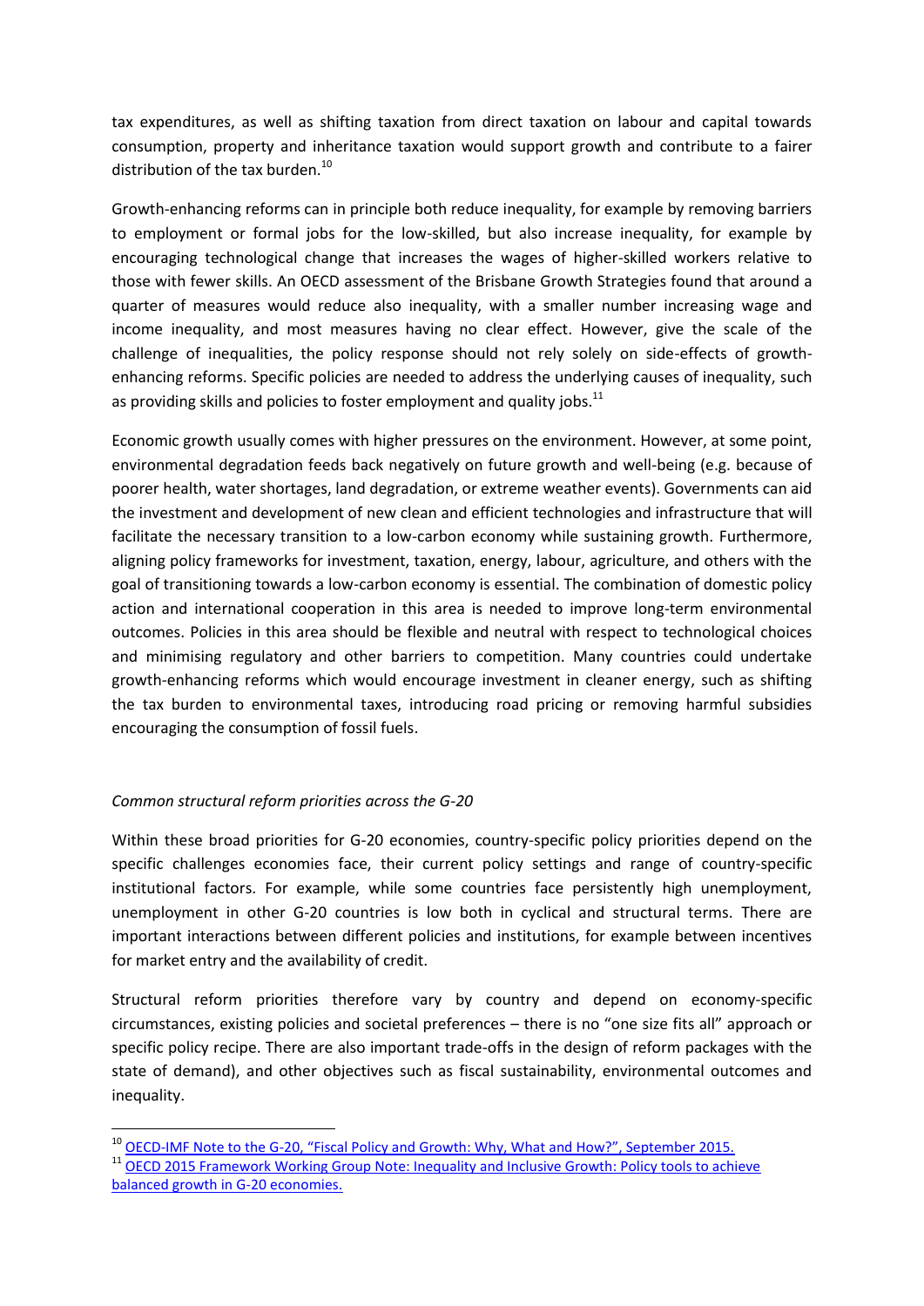tax expenditures, as well as shifting taxation from direct taxation on labour and capital towards consumption, property and inheritance taxation would support growth and contribute to a fairer distribution of the tax burden.[10]

Growth-enhancing reforms can in principle both reduce inequality, for example by removing barriers to employment or formal jobs for the low-skilled, but also increase inequality, for example by encouraging technological change that increases the wages of higher-skilled workers relative to those with fewer skills. An OECD assessment of the Brisbane Growth Strategies found that around a quarter of measures would reduce also inequality, with a smaller number increasing wage and income inequality, and most measures having no clear effect. However, give the scale of the challenge of inequalities, the policy response should not rely solely on side-effects of growth-enhancing reforms. Specific policies are needed to address the underlying causes of inequality, such as providing skills and policies to foster employment and quality jobs.[11]

Economic growth usually comes with higher pressures on the environment. However, at some point, environmental degradation feeds back negatively on future growth and well-being (e.g. because of poorer health, water shortages, land degradation, or extreme weather events). Governments can aid the investment and development of new clean and efficient technologies and infrastructure that will facilitate the necessary transition to a low-carbon economy while sustaining growth. Furthermore, aligning policy frameworks for investment, taxation, energy, labour, agriculture, and others with the goal of transitioning towards a low-carbon economy is essential. The combination of domestic policy action and international cooperation in this area is needed to improve long-term environmental outcomes. Policies in this area should be flexible and neutral with respect to technological choices and minimising regulatory and other barriers to competition. Many countries could undertake growth-enhancing reforms which would encourage investment in cleaner energy, such as shifting the tax burden to environmental taxes, introducing road pricing or removing harmful subsidies encouraging the consumption of fossil fuels.

*Common structural reform priorities across the G-20*

Within these broad priorities for G-20 economies, country-specific policy priorities depend on the specific challenges economies face, their current policy settings and range of country-specific institutional factors. For example, while some countries face persistently high unemployment, unemployment in other G-20 countries is low both in cyclical and structural terms. There are important interactions between different policies and institutions, for example between incentives for market entry and the availability of credit.

Structural reform priorities therefore vary by country and depend on economy-specific circumstances, existing policies and societal preferences – there is no "one size fits all" approach or specific policy recipe. There are also important trade-offs in the design of reform packages with the state of demand), and other objectives such as fiscal sustainability, environmental outcomes and inequality.

---

[10] OECD-IMF Note to the G-20, "Fiscal Policy and Growth: Why, What and How?", September 2015.

[11] OECD 2015 Framework Working Group Note: Inequality and Inclusive Growth: Policy tools to achieve balanced growth in G-20 economies.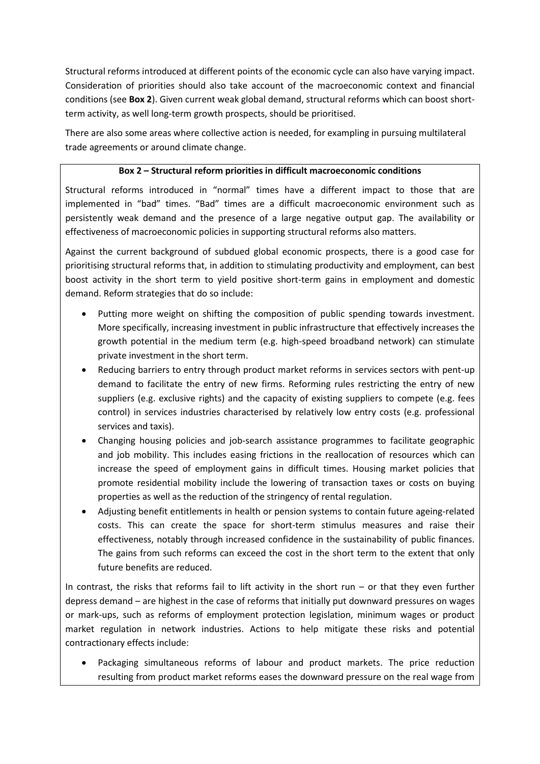Structural reforms introduced at different points of the economic cycle can also have varying impact. Consideration of priorities should also take account of the macroeconomic context and financial conditions (see **Box 2**). Given current weak global demand, structural reforms which can boost short-term activity, as well long-term growth prospects, should be prioritised.

There are also some areas where collective action is needed, for exampling in pursuing multilateral trade agreements or around climate change.

**Box 2 – Structural reform priorities in difficult macroeconomic conditions**

Structural reforms introduced in "normal" times have a different impact to those that are implemented in "bad" times. "Bad" times are a difficult macroeconomic environment such as persistently weak demand and the presence of a large negative output gap. The availability or effectiveness of macroeconomic policies in supporting structural reforms also matters.

Against the current background of subdued global economic prospects, there is a good case for prioritising structural reforms that, in addition to stimulating productivity and employment, can best boost activity in the short term to yield positive short-term gains in employment and domestic demand. Reform strategies that do so include:

- Putting more weight on shifting the composition of public spending towards investment. More specifically, increasing investment in public infrastructure that effectively increases the growth potential in the medium term (e.g. high-speed broadband network) can stimulate private investment in the short term.
- Reducing barriers to entry through product market reforms in services sectors with pent-up demand to facilitate the entry of new firms. Reforming rules restricting the entry of new suppliers (e.g. exclusive rights) and the capacity of existing suppliers to compete (e.g. fees control) in services industries characterised by relatively low entry costs (e.g. professional services and taxis).
- Changing housing policies and job-search assistance programmes to facilitate geographic and job mobility. This includes easing frictions in the reallocation of resources which can increase the speed of employment gains in difficult times. Housing market policies that promote residential mobility include the lowering of transaction taxes or costs on buying properties as well as the reduction of the stringency of rental regulation.
- Adjusting benefit entitlements in health or pension systems to contain future ageing-related costs. This can create the space for short-term stimulus measures and raise their effectiveness, notably through increased confidence in the sustainability of public finances. The gains from such reforms can exceed the cost in the short term to the extent that only future benefits are reduced.

In contrast, the risks that reforms fail to lift activity in the short run – or that they even further depress demand – are highest in the case of reforms that initially put downward pressures on wages or mark-ups, such as reforms of employment protection legislation, minimum wages or product market regulation in network industries. Actions to help mitigate these risks and potential contractionary effects include:

- Packaging simultaneous reforms of labour and product markets. The price reduction resulting from product market reforms eases the downward pressure on the real wage from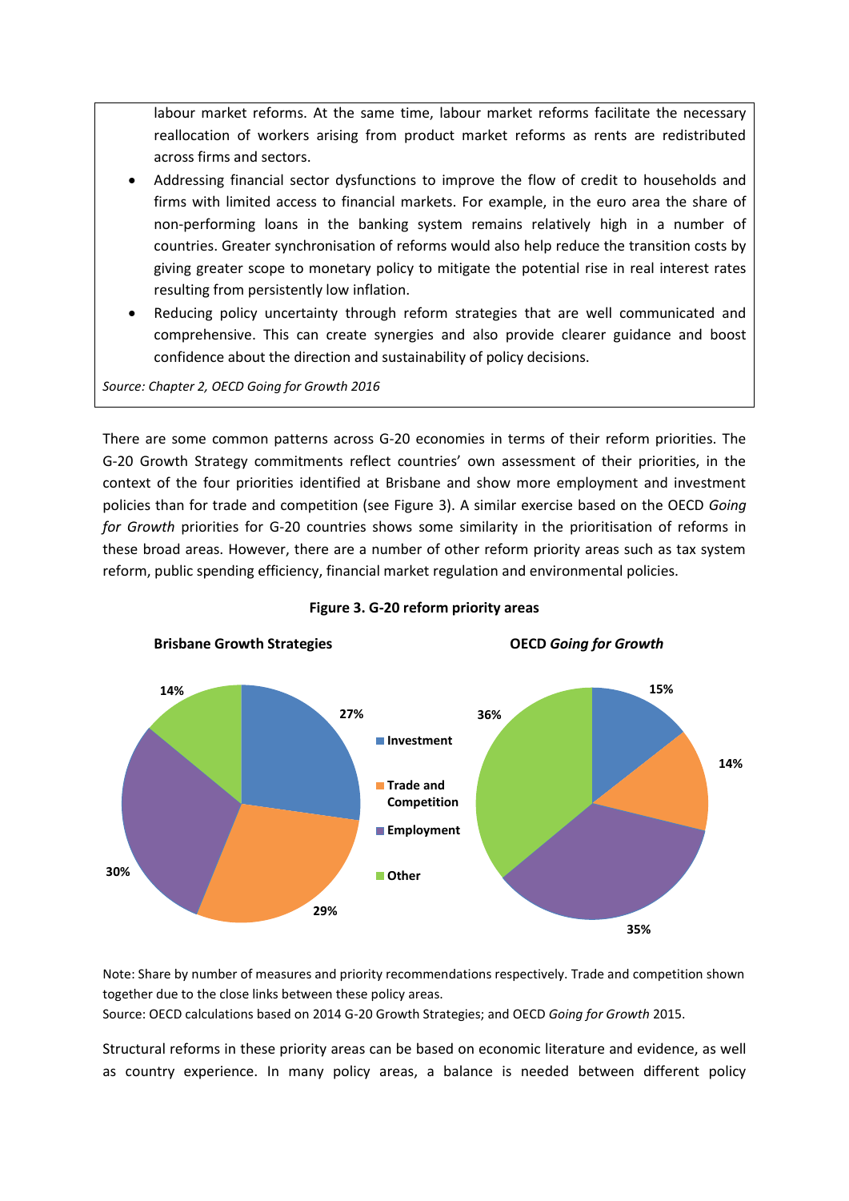labour market reforms. At the same time, labour market reforms facilitate the necessary reallocation of workers arising from product market reforms as rents are redistributed across firms and sectors.

- Addressing financial sector dysfunctions to improve the flow of credit to households and firms with limited access to financial markets. For example, in the euro area the share of non-performing loans in the banking system remains relatively high in a number of countries. Greater synchronisation of reforms would also help reduce the transition costs by giving greater scope to monetary policy to mitigate the potential rise in real interest rates resulting from persistently low inflation.
- Reducing policy uncertainty through reform strategies that are well communicated and comprehensive. This can create synergies and also provide clearer guidance and boost confidence about the direction and sustainability of policy decisions.

*Source: Chapter 2, OECD Going for Growth 2016*

There are some common patterns across G-20 economies in terms of their reform priorities. The G-20 Growth Strategy commitments reflect countries' own assessment of their priorities, in the context of the four priorities identified at Brisbane and show more employment and investment policies than for trade and competition (see Figure 3). A similar exercise based on the OECD *Going for Growth* priorities for G-20 countries shows some similarity in the prioritisation of reforms in these broad areas. However, there are a number of other reform priority areas such as tax system reform, public spending efficiency, financial market regulation and environmental policies.

**Figure 3. G-20 reform priority areas**

| | Brisbane Growth Strategies | OECD *Going for Growth* |
|---|---|---|
| Investment | 27% | 15% |
| Trade and Competition | 29% | 14% |
| Employment | 30% | 35% |
| Other | 14% | 36% |

Note: Share by number of measures and priority recommendations respectively. Trade and competition shown together due to the close links between these policy areas.
Source: OECD calculations based on 2014 G-20 Growth Strategies; and OECD *Going for Growth* 2015.

Structural reforms in these priority areas can be based on economic literature and evidence, as well as country experience. In many policy areas, a balance is needed between different policy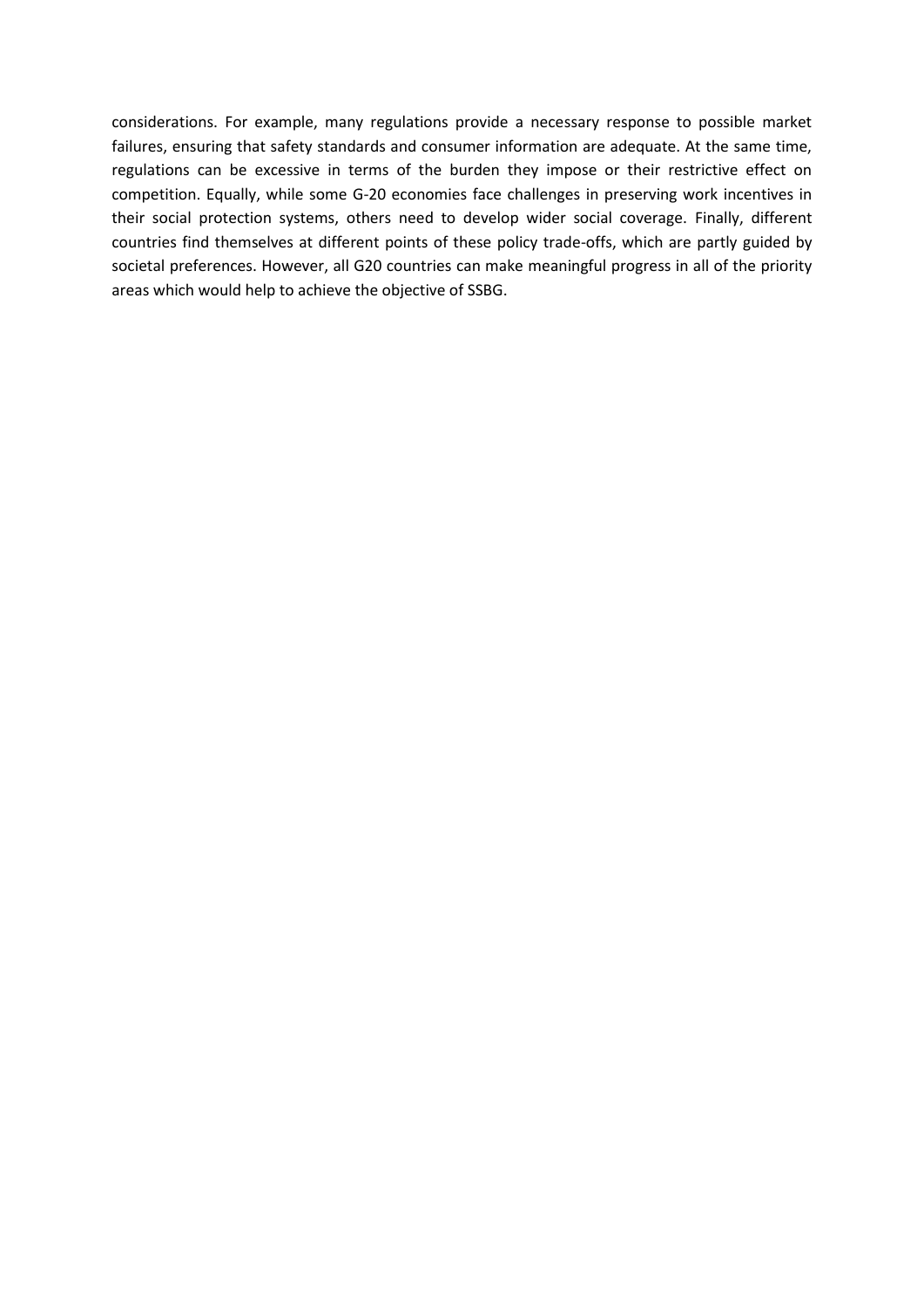considerations. For example, many regulations provide a necessary response to possible market failures, ensuring that safety standards and consumer information are adequate. At the same time, regulations can be excessive in terms of the burden they impose or their restrictive effect on competition. Equally, while some G-20 economies face challenges in preserving work incentives in their social protection systems, others need to develop wider social coverage. Finally, different countries find themselves at different points of these policy trade-offs, which are partly guided by societal preferences. However, all G20 countries can make meaningful progress in all of the priority areas which would help to achieve the objective of SSBG.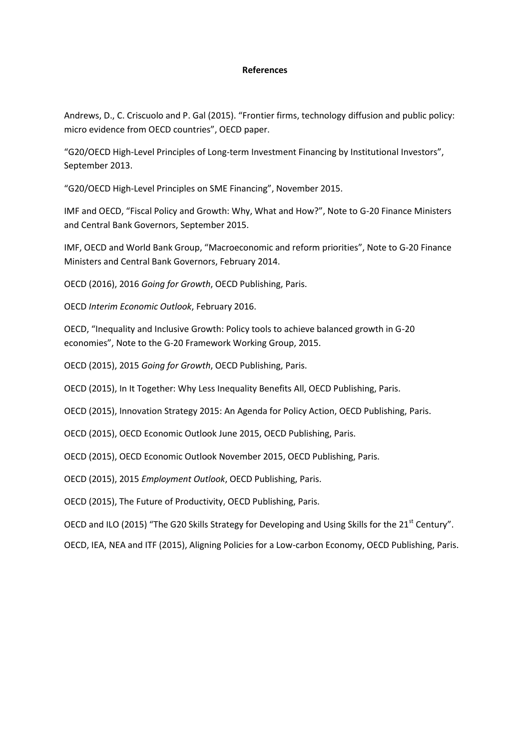**References**

Andrews, D., C. Criscuolo and P. Gal (2015). "Frontier firms, technology diffusion and public policy: micro evidence from OECD countries", OECD paper.

"G20/OECD High-Level Principles of Long-term Investment Financing by Institutional Investors", September 2013.

"G20/OECD High-Level Principles on SME Financing", November 2015.

IMF and OECD, "Fiscal Policy and Growth: Why, What and How?", Note to G-20 Finance Ministers and Central Bank Governors, September 2015.

IMF, OECD and World Bank Group, "Macroeconomic and reform priorities", Note to G-20 Finance Ministers and Central Bank Governors, February 2014.

OECD (2016), 2016 *Going for Growth*, OECD Publishing, Paris.

OECD *Interim Economic Outlook*, February 2016.

OECD, "Inequality and Inclusive Growth: Policy tools to achieve balanced growth in G-20 economies", Note to the G-20 Framework Working Group, 2015.

OECD (2015), 2015 *Going for Growth*, OECD Publishing, Paris.

OECD (2015), In It Together: Why Less Inequality Benefits All, OECD Publishing, Paris.

OECD (2015), Innovation Strategy 2015: An Agenda for Policy Action, OECD Publishing, Paris.

OECD (2015), OECD Economic Outlook June 2015, OECD Publishing, Paris.

OECD (2015), OECD Economic Outlook November 2015, OECD Publishing, Paris.

OECD (2015), 2015 *Employment Outlook*, OECD Publishing, Paris.

OECD (2015), The Future of Productivity, OECD Publishing, Paris.

OECD and ILO (2015) "The G20 Skills Strategy for Developing and Using Skills for the 21st Century".

OECD, IEA, NEA and ITF (2015), Aligning Policies for a Low-carbon Economy, OECD Publishing, Paris.